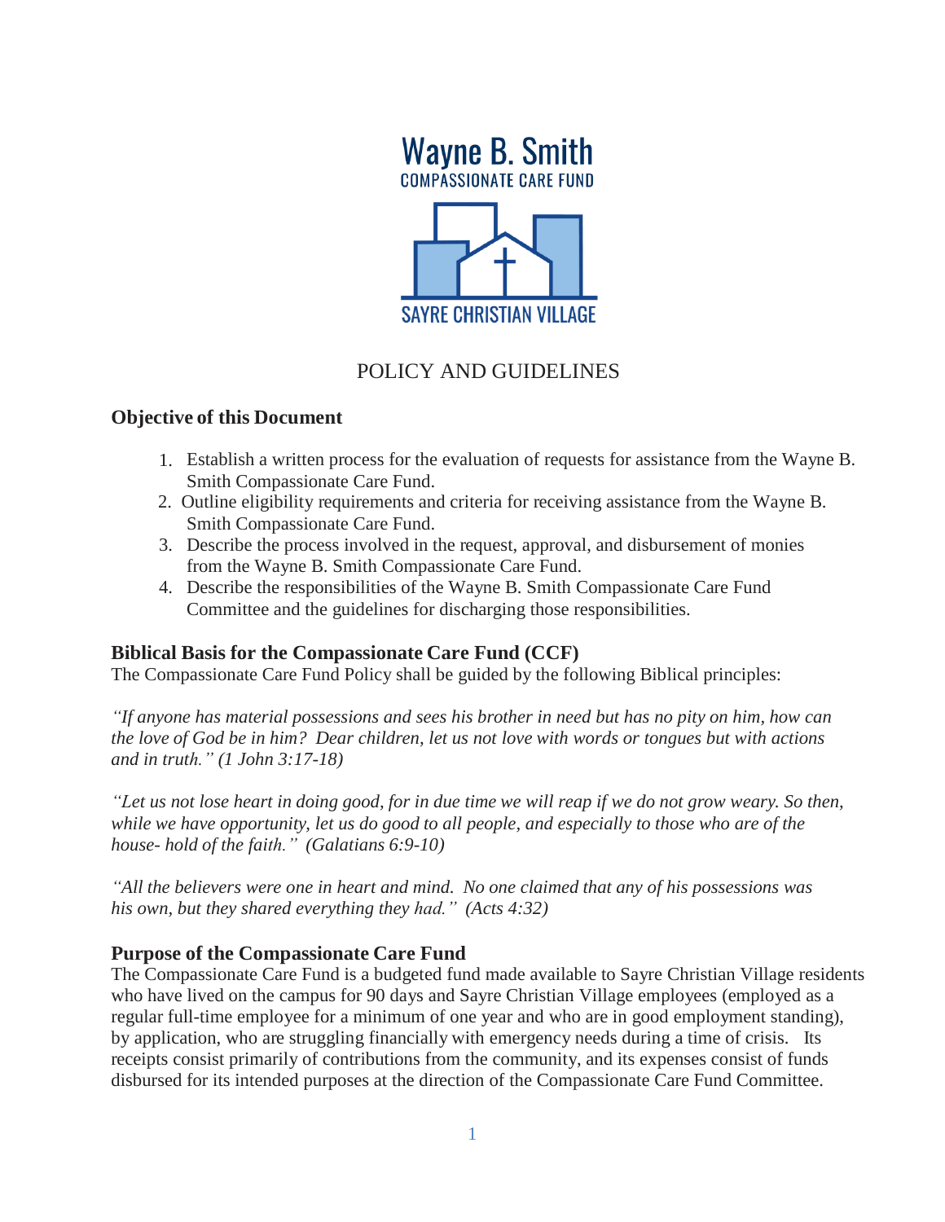Wayne B. Smith
COMPASSIONATE CARE FUND

SAYRE CHRISTIAN VILLAGE

# POLICY AND GUIDELINES

## Objective of this Document

1. Establish a written process for the evaluation of requests for assistance from the Wayne B. Smith Compassionate Care Fund.
2. Outline eligibility requirements and criteria for receiving assistance from the Wayne B. Smith Compassionate Care Fund.
3. Describe the process involved in the request, approval, and disbursement of monies from the Wayne B. Smith Compassionate Care Fund.
4. Describe the responsibilities of the Wayne B. Smith Compassionate Care Fund Committee and the guidelines for discharging those responsibilities.

## Biblical Basis for the Compassionate Care Fund (CCF)

The Compassionate Care Fund Policy shall be guided by the following Biblical principles:

*"If anyone has material possessions and sees his brother in need but has no pity on him, how can the love of God be in him? Dear children, let us not love with words or tongues but with actions and in truth." (1 John 3:17-18)*

*"Let us not lose heart in doing good, for in due time we will reap if we do not grow weary. So then, while we have opportunity, let us do good to all people, and especially to those who are of the house- hold of the faith." (Galatians 6:9-10)*

*"All the believers were one in heart and mind. No one claimed that any of his possessions was his own, but they shared everything they had." (Acts 4:32)*

## Purpose of the Compassionate Care Fund

The Compassionate Care Fund is a budgeted fund made available to Sayre Christian Village residents who have lived on the campus for 90 days and Sayre Christian Village employees (employed as a regular full-time employee for a minimum of one year and who are in good employment standing), by application, who are struggling financially with emergency needs during a time of crisis. Its receipts consist primarily of contributions from the community, and its expenses consist of funds disbursed for its intended purposes at the direction of the Compassionate Care Fund Committee.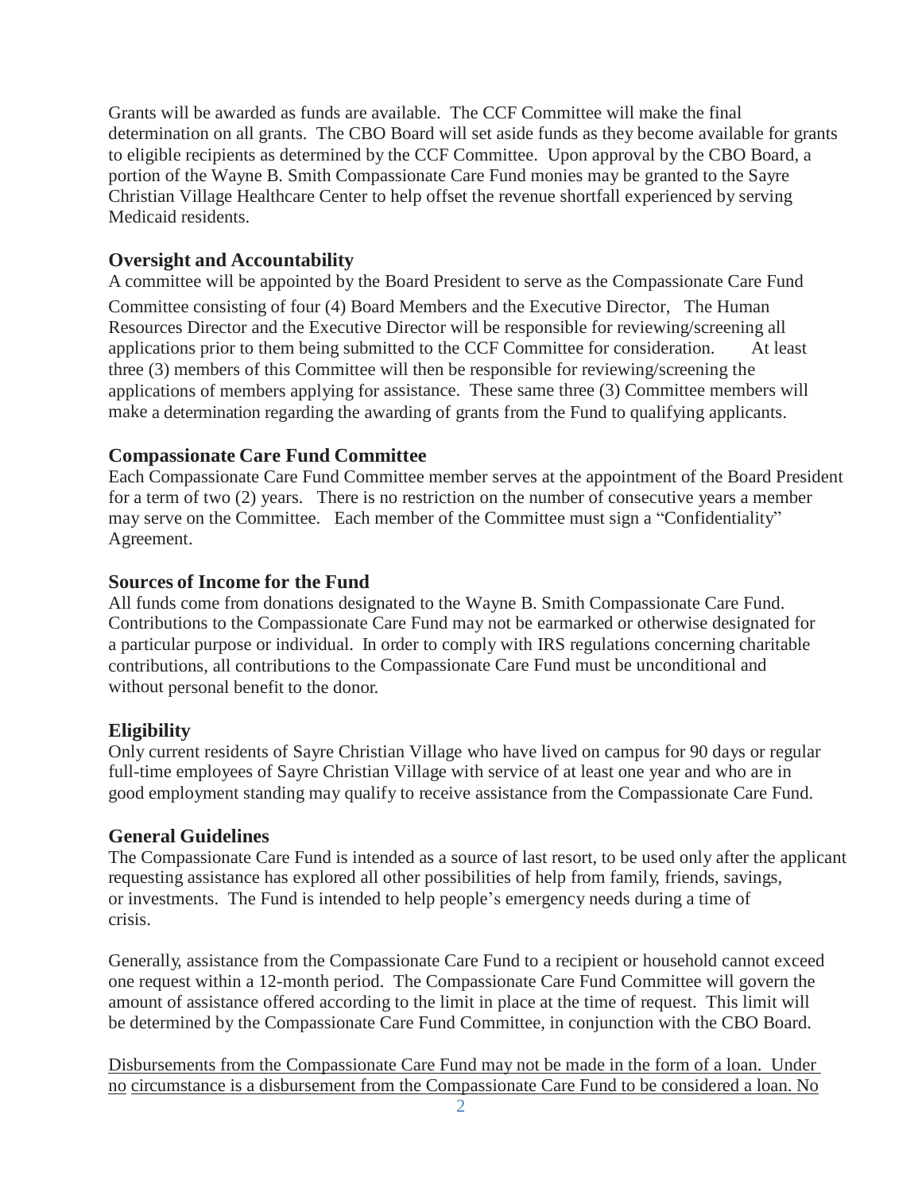Grants will be awarded as funds are available. The CCF Committee will make the final determination on all grants. The CBO Board will set aside funds as they become available for grants to eligible recipients as determined by the CCF Committee. Upon approval by the CBO Board, a portion of the Wayne B. Smith Compassionate Care Fund monies may be granted to the Sayre Christian Village Healthcare Center to help offset the revenue shortfall experienced by serving Medicaid residents.

### Oversight and Accountability

A committee will be appointed by the Board President to serve as the Compassionate Care Fund Committee consisting of four (4) Board Members and the Executive Director, The Human Resources Director and the Executive Director will be responsible for reviewing/screening all applications prior to them being submitted to the CCF Committee for consideration. At least three (3) members of this Committee will then be responsible for reviewing/screening the applications of members applying for assistance. These same three (3) Committee members will make a determination regarding the awarding of grants from the Fund to qualifying applicants.

### Compassionate Care Fund Committee

Each Compassionate Care Fund Committee member serves at the appointment of the Board President for a term of two (2) years. There is no restriction on the number of consecutive years a member may serve on the Committee. Each member of the Committee must sign a "Confidentiality" Agreement.

### Sources of Income for the Fund

All funds come from donations designated to the Wayne B. Smith Compassionate Care Fund. Contributions to the Compassionate Care Fund may not be earmarked or otherwise designated for a particular purpose or individual. In order to comply with IRS regulations concerning charitable contributions, all contributions to the Compassionate Care Fund must be unconditional and without personal benefit to the donor.

### Eligibility

Only current residents of Sayre Christian Village who have lived on campus for 90 days or regular full-time employees of Sayre Christian Village with service of at least one year and who are in good employment standing may qualify to receive assistance from the Compassionate Care Fund.

### General Guidelines

The Compassionate Care Fund is intended as a source of last resort, to be used only after the applicant requesting assistance has explored all other possibilities of help from family, friends, savings, or investments. The Fund is intended to help people's emergency needs during a time of crisis.

Generally, assistance from the Compassionate Care Fund to a recipient or household cannot exceed one request within a 12-month period. The Compassionate Care Fund Committee will govern the amount of assistance offered according to the limit in place at the time of request. This limit will be determined by the Compassionate Care Fund Committee, in conjunction with the CBO Board.

<u>Disbursements from the Compassionate Care Fund may not be made in the form of a loan. Under no circumstance is a disbursement from the Compassionate Care Fund to be considered a loan. No</u>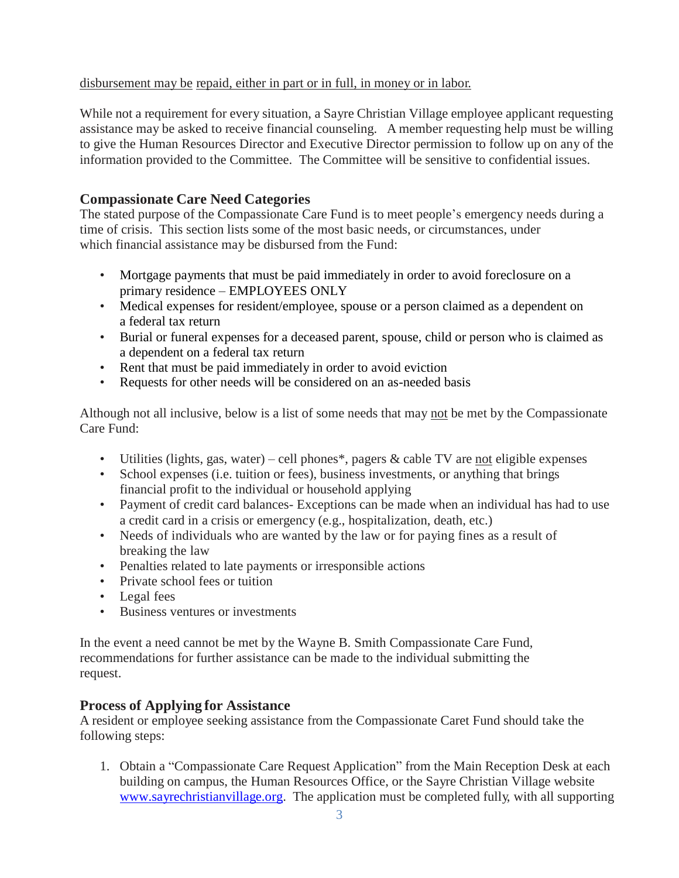disbursement may be repaid, either in part or in full, in money or in labor.

While not a requirement for every situation, a Sayre Christian Village employee applicant requesting assistance may be asked to receive financial counseling. A member requesting help must be willing to give the Human Resources Director and Executive Director permission to follow up on any of the information provided to the Committee. The Committee will be sensitive to confidential issues.

### Compassionate Care Need Categories

The stated purpose of the Compassionate Care Fund is to meet people's emergency needs during a time of crisis. This section lists some of the most basic needs, or circumstances, under which financial assistance may be disbursed from the Fund:

- Mortgage payments that must be paid immediately in order to avoid foreclosure on a primary residence – EMPLOYEES ONLY
- Medical expenses for resident/employee, spouse or a person claimed as a dependent on a federal tax return
- Burial or funeral expenses for a deceased parent, spouse, child or person who is claimed as a dependent on a federal tax return
- Rent that must be paid immediately in order to avoid eviction
- Requests for other needs will be considered on an as-needed basis

Although not all inclusive, below is a list of some needs that may not be met by the Compassionate Care Fund:

- Utilities (lights, gas, water) – cell phones*, pagers & cable TV are not eligible expenses
- School expenses (i.e. tuition or fees), business investments, or anything that brings financial profit to the individual or household applying
- Payment of credit card balances- Exceptions can be made when an individual has had to use a credit card in a crisis or emergency (e.g., hospitalization, death, etc.)
- Needs of individuals who are wanted by the law or for paying fines as a result of breaking the law
- Penalties related to late payments or irresponsible actions
- Private school fees or tuition
- Legal fees
- Business ventures or investments

In the event a need cannot be met by the Wayne B. Smith Compassionate Care Fund, recommendations for further assistance can be made to the individual submitting the request.

### Process of Applying for Assistance

A resident or employee seeking assistance from the Compassionate Caret Fund should take the following steps:

1. Obtain a "Compassionate Care Request Application" from the Main Reception Desk at each building on campus, the Human Resources Office, or the Sayre Christian Village website www.sayrechristianvillage.org. The application must be completed fully, with all supporting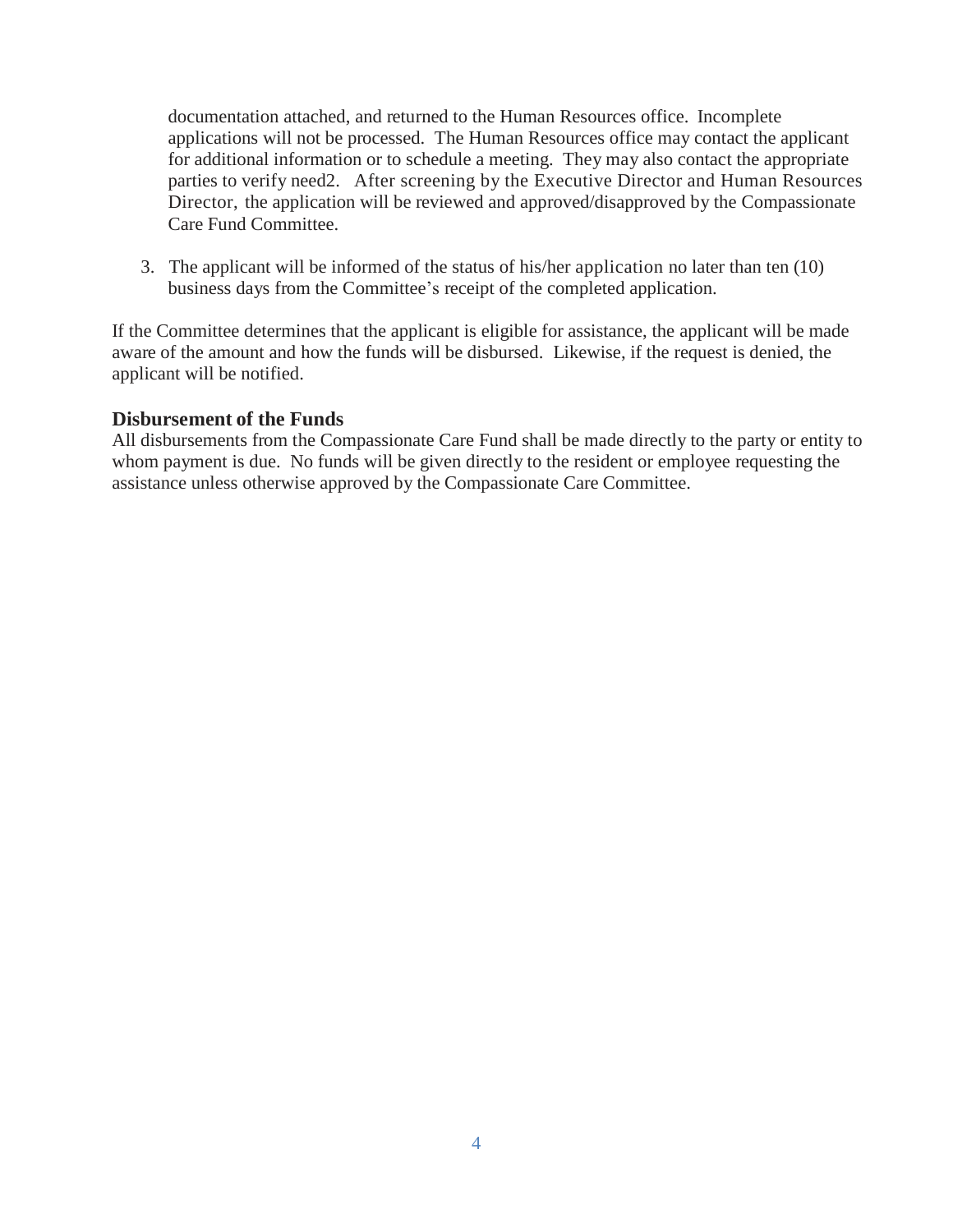documentation attached, and returned to the Human Resources office. Incomplete applications will not be processed. The Human Resources office may contact the applicant for additional information or to schedule a meeting. They may also contact the appropriate parties to verify need2. After screening by the Executive Director and Human Resources Director, the application will be reviewed and approved/disapproved by the Compassionate Care Fund Committee.

3. The applicant will be informed of the status of his/her application no later than ten (10) business days from the Committee's receipt of the completed application.

If the Committee determines that the applicant is eligible for assistance, the applicant will be made aware of the amount and how the funds will be disbursed. Likewise, if the request is denied, the applicant will be notified.

### Disbursement of the Funds

All disbursements from the Compassionate Care Fund shall be made directly to the party or entity to whom payment is due. No funds will be given directly to the resident or employee requesting the assistance unless otherwise approved by the Compassionate Care Committee.